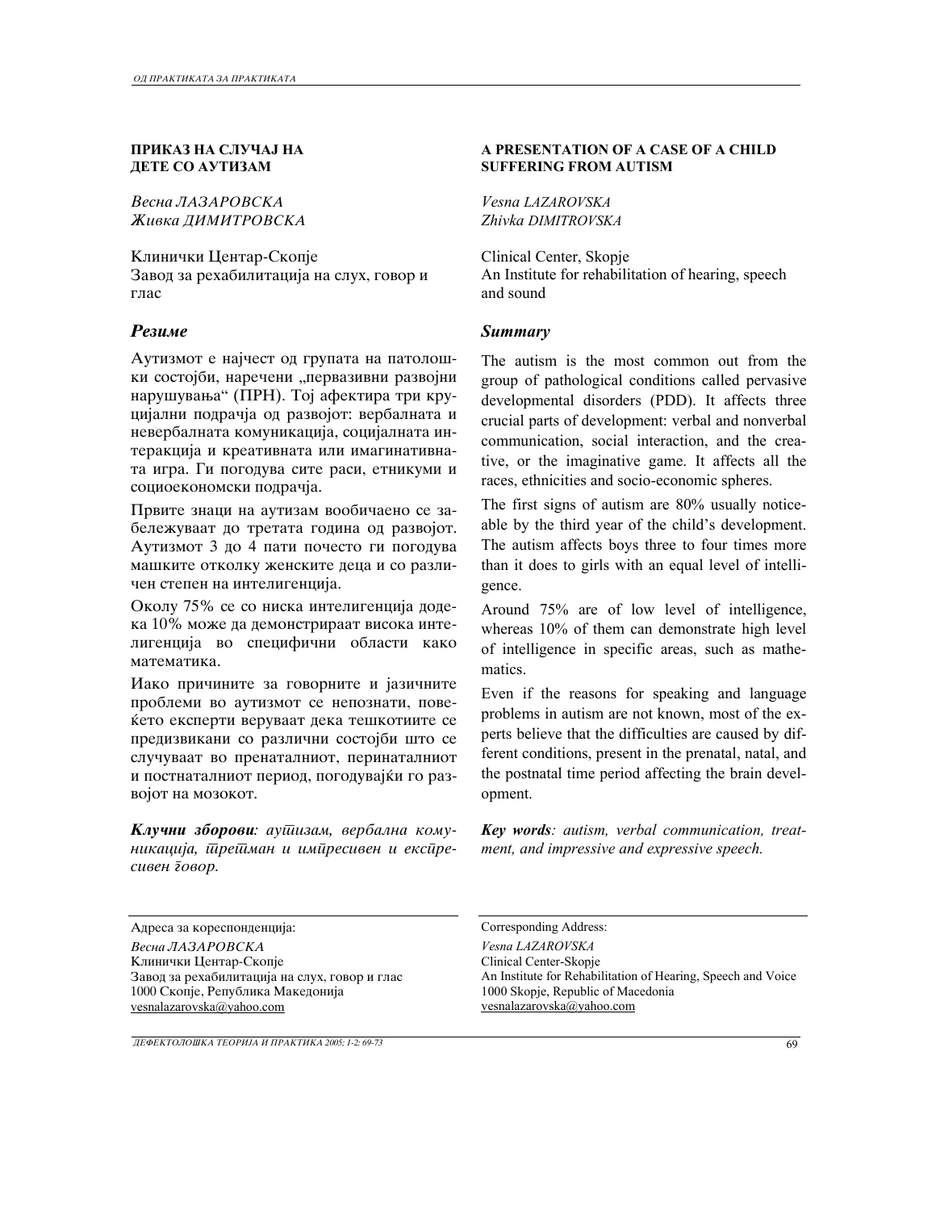## ПРИКАЗ НА СЛУЧАЈ НА ДЕТЕ СО АУТИЗАМ

*Весна ЛАЗАРОВСКА*
*Живка ДИМИТРОВСКА*

Клинички Центар-Скопје
Завод за рехабилитација на слух, говор и глас

### *Резиме*

Аутизмот е најчест од групата на патолошки состојби, наречени „первазивни развојни нарушувања" (ПРН). Тој афектира три круцијални подрачја од развојот: вербалната и невербалната комуникација, социјалната интеракција и креативната или имагинативната игра. Ги погодува сите раси, етникуми и социоекономски подрачја.

Првите знаци на аутизам вообичаено се забележуваат до третата година од развојот. Аутизмот 3 до 4 пати почесто ги погодува машките отколку женските деца и со различен степен на интелигенција.

Околу 75% се со ниска интелигенција додека 10% може да демонстрираат висока интелигенција во специфични области како математика.

Иако причините за говорните и јазичните проблеми во аутизмот се непознати, повеќето експерти веруваат дека тешкотиите се предизвикани со различни состојби што се случуваат во пренаталниот, перинаталниот и постнаталниот период, погодувајќи го развојот на мозокот.

***Клучни зборови**: аутизам, вербална комуникација, третман и импресивен и експресивен говор.*

Адреса за кореспонденција:
*Весна ЛАЗАРОВСКА*
Клинички Центар-Скопје
Завод за рехабилитација на слух, говор и глас
1000 Скопје, Република Македонија
vesnalazarovska@yahoo.com

## A PRESENTATION OF A CASE OF A CHILD SUFFERING FROM AUTISM

*Vesna LAZAROVSKA*
*Zhivka DIMITROVSKA*

Clinical Center, Skopje
An Institute for rehabilitation of hearing, speech and sound

### *Summary*

The autism is the most common out from the group of pathological conditions called pervasive developmental disorders (PDD). It affects three crucial parts of development: verbal and nonverbal communication, social interaction, and the creative, or the imaginative game. It affects all the races, ethnicities and socio-economic spheres.

The first signs of autism are 80% usually noticeable by the third year of the child's development. The autism affects boys three to four times more than it does to girls with an equal level of intelligence.

Around 75% are of low level of intelligence, whereas 10% of them can demonstrate high level of intelligence in specific areas, such as mathematics.

Even if the reasons for speaking and language problems in autism are not known, most of the experts believe that the difficulties are caused by different conditions, present in the prenatal, natal, and the postnatal time period affecting the brain development.

***Key words**: autism, verbal communication, treatment, and impressive and expressive speech.*

Corresponding Address:
*Vesna LAZAROVSKA*
Clinical Center-Skopje
An Institute for Rehabilitation of Hearing, Speech and Voice
1000 Skopje, Republic of Macedonia
vesnalazarovska@yahoo.com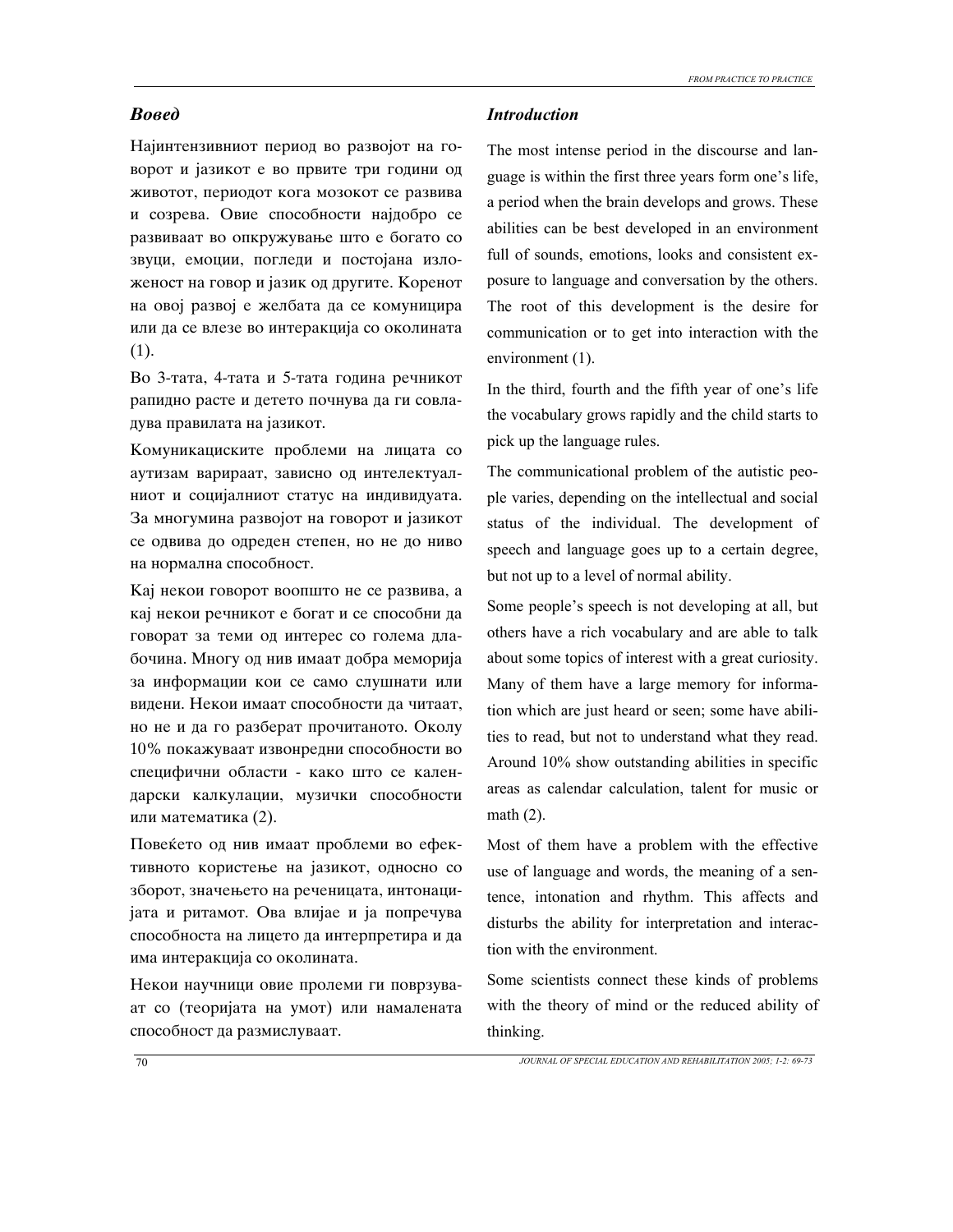## *Вовед*

Најинтензивниот период во развојот на говорот и јазикот е во првите три години од животот, периодот кога мозокот се развива и созрева. Овие способности најдобро се развиваат во опкружување што е богато со звуци, емоции, погледи и постојана изложеност на говор и јазик од другите. Коренот на овој развој е желбата да се комуницира или да се влезе во интеракција со околината (1).

Во 3-тата, 4-тата и 5-тата година речникот рапидно расте и детето почнува да ги совладува правилата на јазикот.

Комуникациските проблеми на лицата со аутизам варираат, зависно од интелектуалниот и социјалниот статус на индивидуата. За многумина развојот на говорот и јазикот се одвива до одреден степен, но не до ниво на нормална способност.

Кај некои говорот воопшто не се развива, а кај некои речникот е богат и се способни да говорат за теми од интерес со голема длабочина. Многу од нив имаат добра меморија за информации кои се само слушнати или видени. Некои имаат способности да читаат, но не и да го разберат прочитаното. Околу 10% покажуваат извонредни способности во специфични области - како што се календарски калкулации, музички способности или математика (2).

Повеќето од нив имаат проблеми во ефективното користење на јазикот, односно со зборот, значењето на реченицата, интонацијата и ритамот. Ова влијае и ја попречува способноста на лицето да интерпретира и да има интеракција со околината.

Некои научници овие пролеми ги поврзуваат со (теоријата на умот) или намалената способност да размислуваат.

## *Introduction*

The most intense period in the discourse and language is within the first three years form one's life, a period when the brain develops and grows. These abilities can be best developed in an environment full of sounds, emotions, looks and consistent exposure to language and conversation by the others. The root of this development is the desire for communication or to get into interaction with the environment (1).

In the third, fourth and the fifth year of one's life the vocabulary grows rapidly and the child starts to pick up the language rules.

The communicational problem of the autistic people varies, depending on the intellectual and social status of the individual. The development of speech and language goes up to a certain degree, but not up to a level of normal ability.

Some people's speech is not developing at all, but others have a rich vocabulary and are able to talk about some topics of interest with a great curiosity. Many of them have a large memory for information which are just heard or seen; some have abilities to read, but not to understand what they read. Around 10% show outstanding abilities in specific areas as calendar calculation, talent for music or math (2).

Most of them have a problem with the effective use of language and words, the meaning of a sentence, intonation and rhythm. This affects and disturbs the ability for interpretation and interaction with the environment.

Some scientists connect these kinds of problems with the theory of mind or the reduced ability of thinking.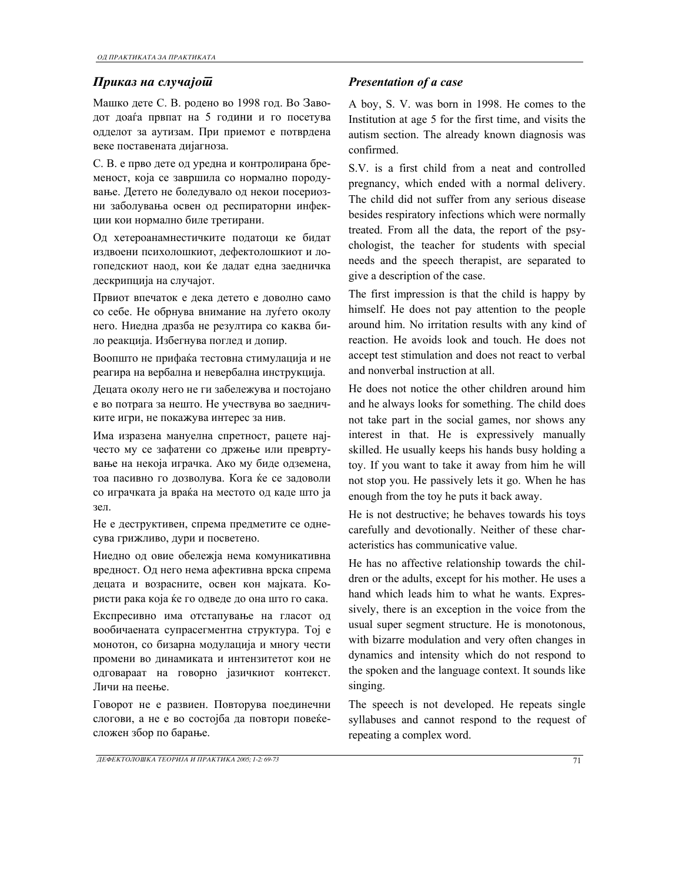## *Приказ на случајот*

Машко дете С. В. родено во 1998 год. Во Заводот доаѓа првпат на 5 години и го посетува одделот за аутизам. При приемот е потврдена веке поставената дијагноза.

С. В. е прво дете од уредна и контролирана бременост, која се завршила со нормално породување. Детето не боледувало од некои посериозни заболувања освен од респираторни инфекции кои нормално биле третирани.

Од хетероанамнестичките податоци ке бидат издвоени психолошкиот, дефектолошкиот и логопедскиот наод, кои ќе дадат една заедничка дескрипција на случајот.

Првиот впечаток е дека детето е доволно само со себе. Не обрнува внимание на луѓето околу него. Ниедна дразба не резултира со каква било реакција. Избегнува поглед и допир.

Воопшто не прифаќа тестовна стимулација и не реагира на вербална и невербална инструкција.

Децата околу него не ги забележува и постојано е во потрага за нешто. Не учествува во заедничките игри, не покажува интерес за нив.

Има изразена мануелна спретност, рацете најчесто му се зафатени со држење или превртување на некоја играчка. Ако му биде одземена, тоа пасивно го дозволува. Кога ќе се задоволи со играчката ја враќа на местото од каде што ја зел.

Не е деструктивен, спрема предметите се однесува грижливо, дури и посветено.

Ниедно од овие обележја нема комуникативна вредност. Од него нема афективна врска спрема децата и возрасните, освен кон мајката. Користи рака која ќе го одведе до она што го сака.

Експресивно има отстапување на гласот од вообичаената супрасегментна структура. Тој е монотон, со бизарна модулација и многу чести промени во динамиката и интензитетот кои не одговараат на говорно јазичкиот контекст. Личи на пеење.

Говорот не е развиен. Повторува поединечни слогови, а не е во состојба да повтори повеќесложен збор по барање.

## *Presentation of a case*

A boy, S. V. was born in 1998. He comes to the Institution at age 5 for the first time, and visits the autism section. The already known diagnosis was confirmed.

S.V. is a first child from a neat and controlled pregnancy, which ended with a normal delivery. The child did not suffer from any serious disease besides respiratory infections which were normally treated. From all the data, the report of the psychologist, the teacher for students with special needs and the speech therapist, are separated to give a description of the case.

The first impression is that the child is happy by himself. He does not pay attention to the people around him. No irritation results with any kind of reaction. He avoids look and touch. He does not accept test stimulation and does not react to verbal and nonverbal instruction at all.

He does not notice the other children around him and he always looks for something. The child does not take part in the social games, nor shows any interest in that. He is expressively manually skilled. He usually keeps his hands busy holding a toy. If you want to take it away from him he will not stop you. He passively lets it go. When he has enough from the toy he puts it back away.

He is not destructive; he behaves towards his toys carefully and devotionally. Neither of these characteristics has communicative value.

He has no affective relationship towards the children or the adults, except for his mother. He uses a hand which leads him to what he wants. Expressively, there is an exception in the voice from the usual super segment structure. He is monotonous, with bizarre modulation and very often changes in dynamics and intensity which do not respond to the spoken and the language context. It sounds like singing.

The speech is not developed. He repeats single syllabuses and cannot respond to the request of repeating a complex word.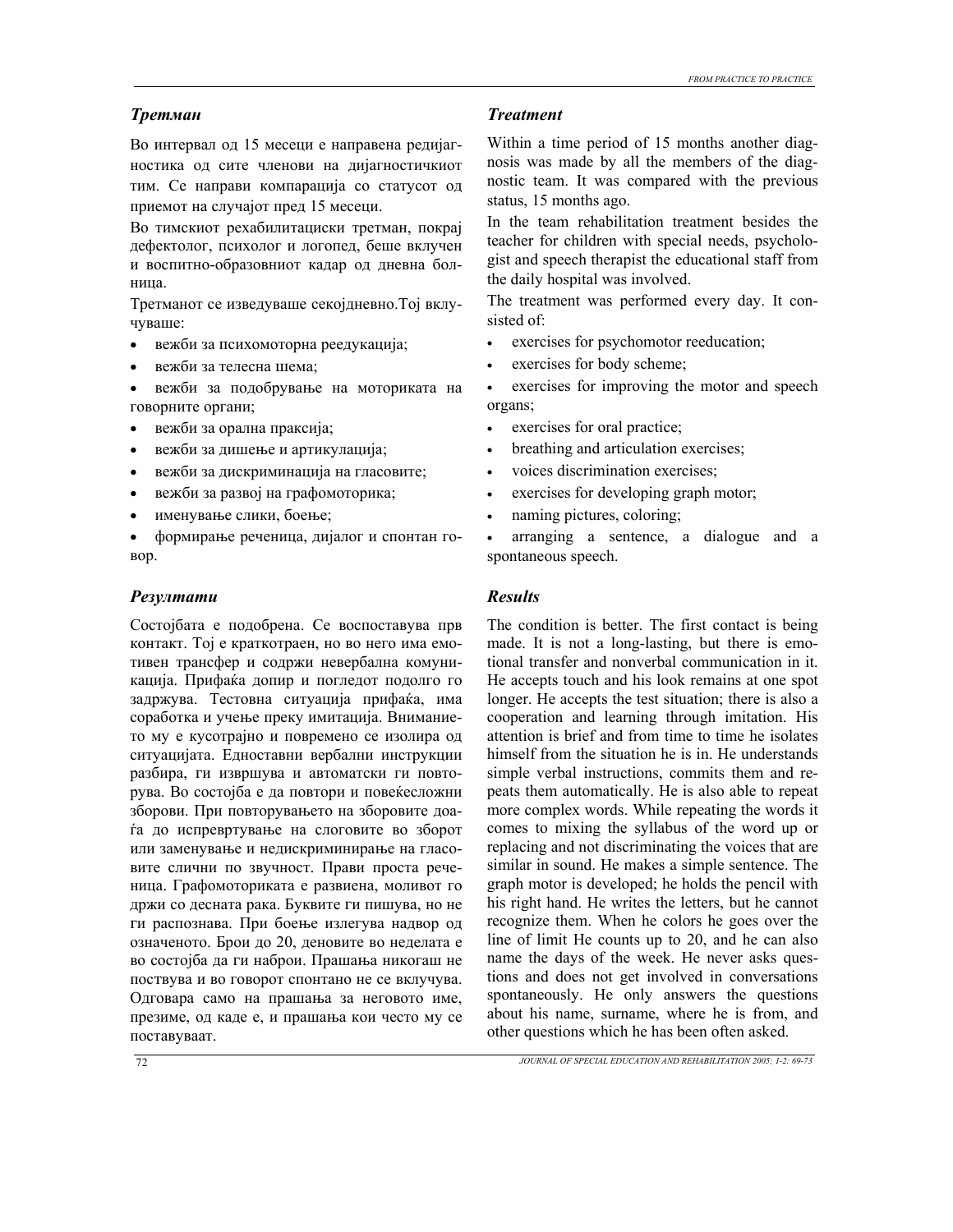## *Третман*

Во интервал од 15 месеци е направена редијагностика од сите членови на дијагностичкиот тим. Се направи компарација со статусот од приемот на случајот пред 15 месеци.

Во тимскиот рехабилитациски третман, покрај дефектолог, психолог и логопед, беше вклучен и воспитно-образовниот кадар од дневна болница.

Третманот се изведуваше секојдневно.Тој вклучуваше:

- вежби за психомоторна реедукација;
- вежби за телесна шема;
- вежби за подобрување на моториката на говорните органи;
- вежби за орална праксија;
- вежби за дишење и артикулација;
- вежби за дискриминација на гласовите;
- вежби за развој на графомоторика;
- именување слики, боење;
- формирање реченица, дијалог и спонтан говор.

## *Резултати*

Состојбата е подобрена. Се воспоставува прв контакт. Тој е краткотраен, но во него има емотивен трансфер и содржи невербална комуникација. Прифаќа допир и погледот подолго го задржува. Тестовна ситуација прифаќа, има соработка и учење преку имитација. Вниманието му е кусотрајно и повремено се изолира од ситуацијата. Едноставни вербални инструкции разбира, ги извршува и автоматски ги повторува. Во состојба е да повтори и повеќесложни зборови. При повторувањето на зборовите доаѓа до испревртување на слоговите во зборот или заменување и недискриминирање на гласовите слични по звучност. Прави проста реченица. Графомоториката е развиена, моливот го држи со десната рака. Буквите ги пишува, но не ги распознава. При боење излегува надвор од означеното. Брои до 20, деновите во неделата е во состојба да ги наброи. Прашања никогаш не поствува и во говорот спонтано не се вклучува. Одговара само на прашања за неговото име, презиме, од каде е, и прашања кои често му се поставуваат.

## *Treatment*

Within a time period of 15 months another diagnosis was made by all the members of the diagnostic team. It was compared with the previous status, 15 months ago.

In the team rehabilitation treatment besides the teacher for children with special needs, psychologist and speech therapist the educational staff from the daily hospital was involved.

The treatment was performed every day. It consisted of:

- exercises for psychomotor reeducation;
- exercises for body scheme;
- exercises for improving the motor and speech organs;
- exercises for oral practice;
- breathing and articulation exercises;
- voices discrimination exercises;
- exercises for developing graph motor;
- naming pictures, coloring;
- arranging a sentence, a dialogue and a spontaneous speech.

## *Results*

The condition is better. The first contact is being made. It is not a long-lasting, but there is emotional transfer and nonverbal communication in it. He accepts touch and his look remains at one spot longer. He accepts the test situation; there is also a cooperation and learning through imitation. His attention is brief and from time to time he isolates himself from the situation he is in. He understands simple verbal instructions, commits them and repeats them automatically. He is also able to repeat more complex words. While repeating the words it comes to mixing the syllabus of the word up or replacing and not discriminating the voices that are similar in sound. He makes a simple sentence. The graph motor is developed; he holds the pencil with his right hand. He writes the letters, but he cannot recognize them. When he colors he goes over the line of limit He counts up to 20, and he can also name the days of the week. He never asks questions and does not get involved in conversations spontaneously. He only answers the questions about his name, surname, where he is from, and other questions which he has been often asked.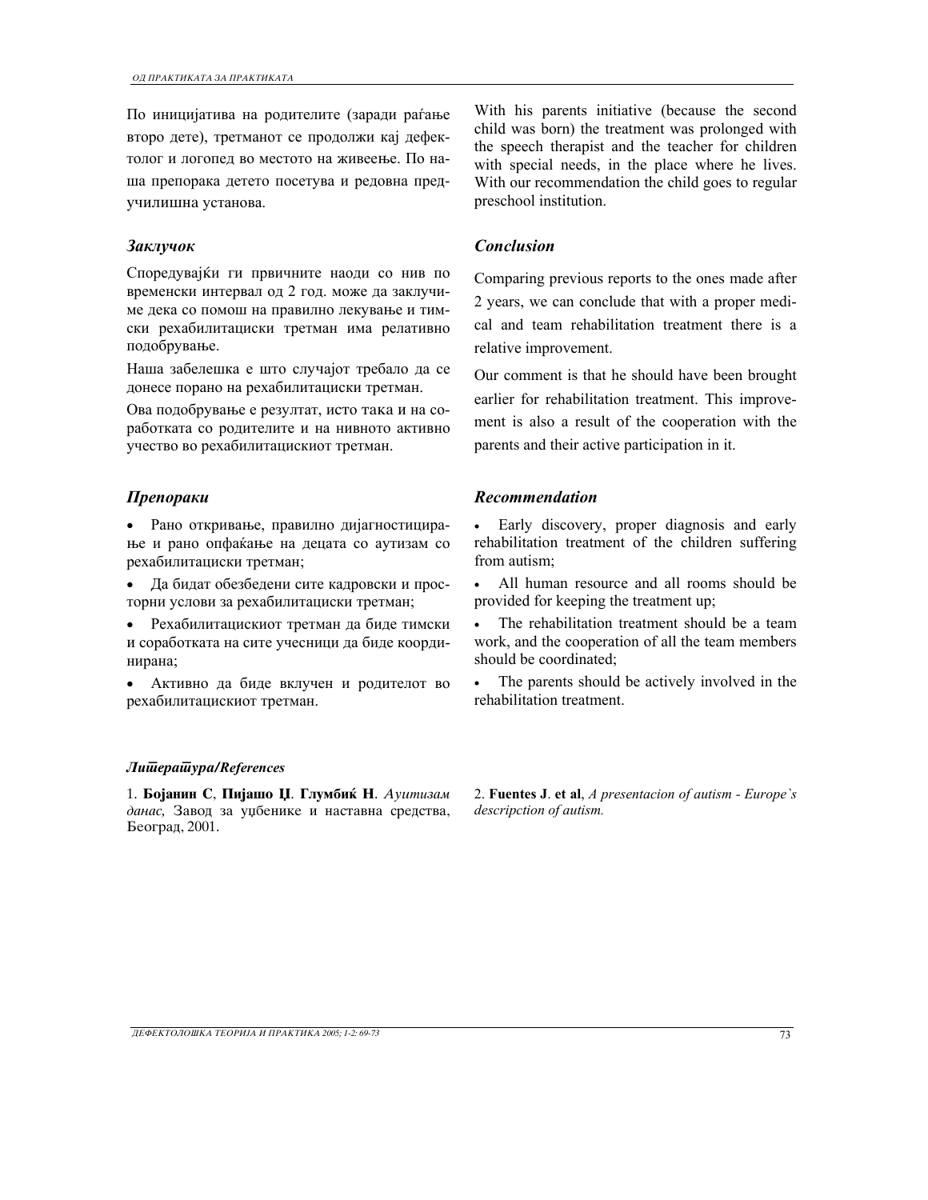По иницијатива на родителите (заради раѓање второ дете), третманот се продолжи кај дефектолог и логопед во местото на живеење. По наша препорака детето посетува и редовна предучилишна установа.

### *Заклучок*

Споредувајќи ги првичните наоди со нив по временски интервал од 2 год. може да заклучиме дека со помош на правилно лекување и тимски рехабилитациски третман има релативно подобрување.

Наша забелешка е што случајот требало да се донесе порано на рехабилитациски третман.

Ова подобрување е резултат, исто така и на соработката со родителите и на нивното активно учество во рехабилитацискиот третман.

### *Препораки*

- Рано откривање, правилно дијагностицирање и рано опфаќање на децата со аутизам со рехабилитациски третман;
- Да бидат обезбедени сите кадровски и просторни услови за рехабилитациски третман;
- Рехабилитацискиот третман да биде тимски и соработката на сите учесници да биде координирана;
- Активно да биде вклучен и родителот во рехабилитацискиот третман.

With his parents initiative (because the second child was born) the treatment was prolonged with the speech therapist and the teacher for children with special needs, in the place where he lives. With our recommendation the child goes to regular preschool institution.

### *Conclusion*

Comparing previous reports to the ones made after 2 years, we can conclude that with a proper medical and team rehabilitation treatment there is a relative improvement.

Our comment is that he should have been brought earlier for rehabilitation treatment. This improvement is also a result of the cooperation with the parents and their active participation in it.

### *Recommendation*

- Early discovery, proper diagnosis and early rehabilitation treatment of the children suffering from autism;
- All human resource and all rooms should be provided for keeping the treatment up;
- The rehabilitation treatment should be a team work, and the cooperation of all the team members should be coordinated;
- The parents should be actively involved in the rehabilitation treatment.

#### *Литература/References*

1. **Бојанин С**, **Пијашо Џ**. **Глумбиќ Н**. *Аутизам данас,* Завод за уџбенике и наставна средства, Београд, 2001.

2. **Fuentes J**. **et al**, *A presentacion of autism - Europe`s descripction of autism.*